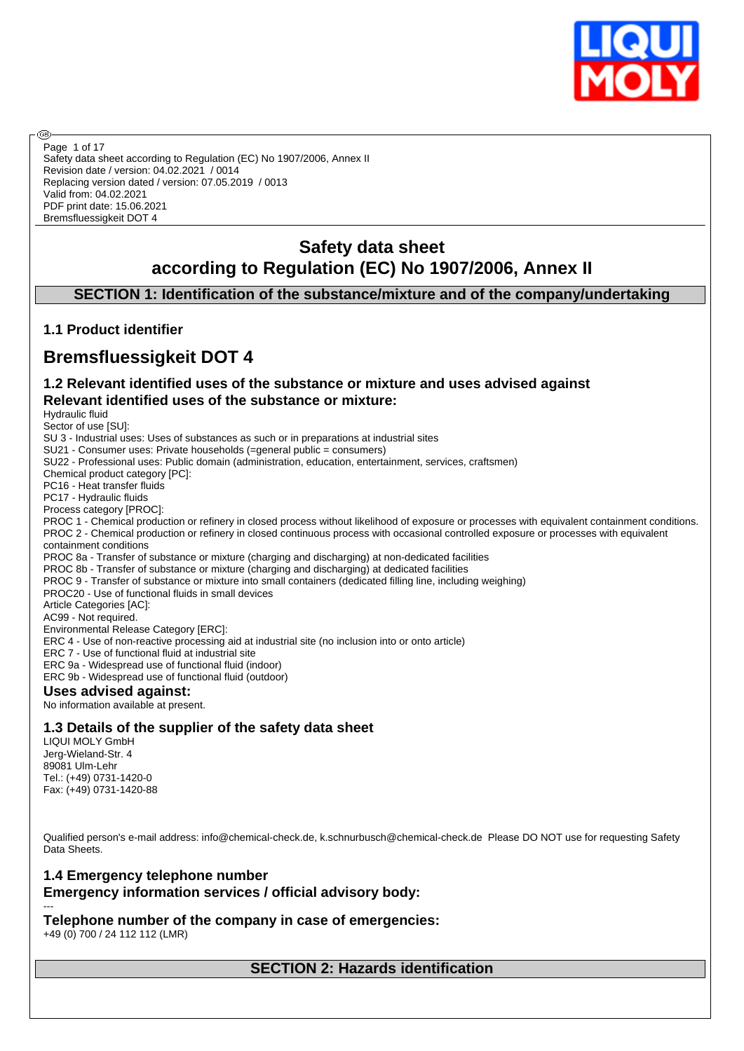Safety data sheet according to Regulation (EC) No 1907/2006, Annex II
Revision date / version: 04.02.2021 / 0014
Replacing version dated / version: 07.05.2019 / 0013
Valid from: 04.02.2021
PDF print date: 15.06.2021
Bremsfluessigkeit DOT 4

# Safety data sheet
# according to Regulation (EC) No 1907/2006, Annex II

## SECTION 1: Identification of the substance/mixture and of the company/undertaking

### 1.1 Product identifier

# Bremsfluessigkeit DOT 4

### 1.2 Relevant identified uses of the substance or mixture and uses advised against

### Relevant identified uses of the substance or mixture:

Hydraulic fluid
Sector of use [SU]:
SU 3 - Industrial uses: Uses of substances as such or in preparations at industrial sites
SU21 - Consumer uses: Private households (=general public = consumers)
SU22 - Professional uses: Public domain (administration, education, entertainment, services, craftsmen)
Chemical product category [PC]:
PC16 - Heat transfer fluids
PC17 - Hydraulic fluids
Process category [PROC]:
PROC 1 - Chemical production or refinery in closed process without likelihood of exposure or processes with equivalent containment conditions.
PROC 2 - Chemical production or refinery in closed continuous process with occasional controlled exposure or processes with equivalent containment conditions
PROC 8a - Transfer of substance or mixture (charging and discharging) at non-dedicated facilities
PROC 8b - Transfer of substance or mixture (charging and discharging) at dedicated facilities
PROC 9 - Transfer of substance or mixture into small containers (dedicated filling line, including weighing)
PROC20 - Use of functional fluids in small devices
Article Categories [AC]:
AC99 - Not required.
Environmental Release Category [ERC]:
ERC 4 - Use of non-reactive processing aid at industrial site (no inclusion into or onto article)
ERC 7 - Use of functional fluid at industrial site
ERC 9a - Widespread use of functional fluid (indoor)
ERC 9b - Widespread use of functional fluid (outdoor)

### Uses advised against:

No information available at present.

### 1.3 Details of the supplier of the safety data sheet

LIQUI MOLY GmbH
Jerg-Wieland-Str. 4
89081 Ulm-Lehr
Tel.: (+49) 0731-1420-0
Fax: (+49) 0731-1420-88

Qualified person's e-mail address: info@chemical-check.de, k.schnurbusch@chemical-check.de Please DO NOT use for requesting Safety Data Sheets.

### 1.4 Emergency telephone number

### Emergency information services / official advisory body:

---

### Telephone number of the company in case of emergencies:

+49 (0) 700 / 24 112 112 (LMR)

## SECTION 2: Hazards identification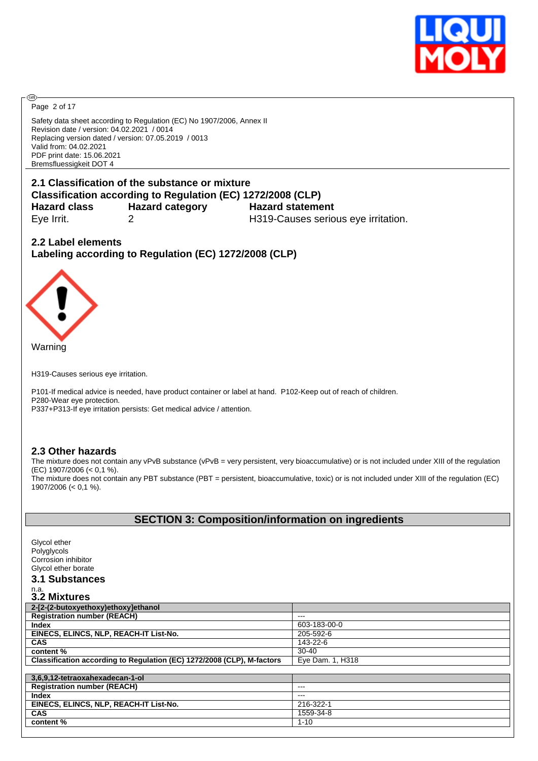Safety data sheet according to Regulation (EC) No 1907/2006, Annex II
Revision date / version: 04.02.2021 / 0014
Replacing version dated / version: 07.05.2019 / 0013
Valid from: 04.02.2021
PDF print date: 15.06.2021
Bremsfluessigkeit DOT 4

## 2.1 Classification of the substance or mixture

**Classification according to Regulation (EC) 1272/2008 (CLP)**

| Hazard class | Hazard category | Hazard statement |
|---|---|---|
| Eye Irrit. | 2 | H319-Causes serious eye irritation. |

## 2.2 Label elements

**Labeling according to Regulation (EC) 1272/2008 (CLP)**

Warning

H319-Causes serious eye irritation.

P101-If medical advice is needed, have product container or label at hand. P102-Keep out of reach of children.
P280-Wear eye protection.
P337+P313-If eye irritation persists: Get medical advice / attention.

## 2.3 Other hazards

The mixture does not contain any vPvB substance (vPvB = very persistent, very bioaccumulative) or is not included under XIII of the regulation (EC) 1907/2006 (< 0,1 %).
The mixture does not contain any PBT substance (PBT = persistent, bioaccumulative, toxic) or is not included under XIII of the regulation (EC) 1907/2006 (< 0,1 %).

# SECTION 3: Composition/information on ingredients

Glycol ether
Polyglycols
Corrosion inhibitor
Glycol ether borate

## 3.1 Substances

n.a.

## 3.2 Mixtures

| 2-[2-(2-butoxyethoxy)ethoxy]ethanol | |
|---|---|
| **Registration number (REACH)** | --- |
| **Index** | 603-183-00-0 |
| **EINECS, ELINCS, NLP, REACH-IT List-No.** | 205-592-6 |
| **CAS** | 143-22-6 |
| **content %** | 30-40 |
| **Classification according to Regulation (EC) 1272/2008 (CLP), M-factors** | Eye Dam. 1, H318 |

| 3,6,9,12-tetraoxahexadecan-1-ol | |
|---|---|
| **Registration number (REACH)** | --- |
| **Index** | --- |
| **EINECS, ELINCS, NLP, REACH-IT List-No.** | 216-322-1 |
| **CAS** | 1559-34-8 |
| **content %** | 1-10 |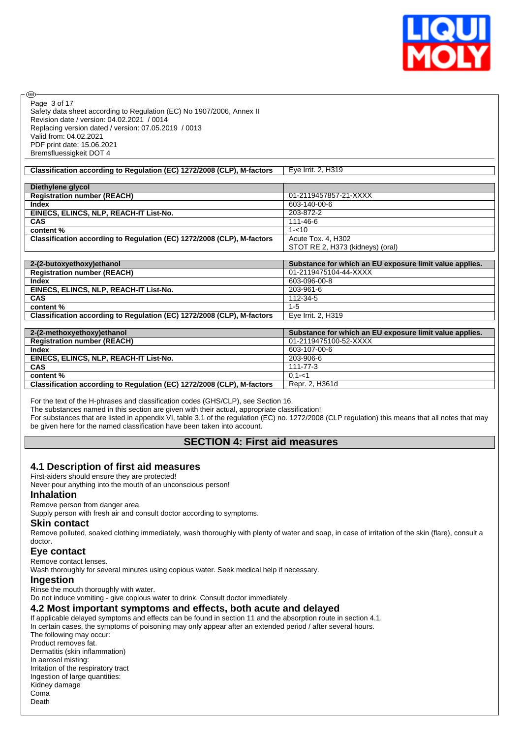| Classification according to Regulation (EC) 1272/2008 (CLP), M-factors | Eye Irrit. 2, H319 |
|---|---|

| Diethylene glycol | |
|---|---|
| Registration number (REACH) | 01-2119457857-21-XXXX |
| Index | 603-140-00-6 |
| EINECS, ELINCS, NLP, REACH-IT List-No. | 203-872-2 |
| CAS | 111-46-6 |
| content % | 1-<10 |
| Classification according to Regulation (EC) 1272/2008 (CLP), M-factors | Acute Tox. 4, H302<br>STOT RE 2, H373 (kidneys) (oral) |

| 2-(2-butoxyethoxy)ethanol | Substance for which an EU exposure limit value applies. |
|---|---|
| Registration number (REACH) | 01-2119475104-44-XXXX |
| Index | 603-096-00-8 |
| EINECS, ELINCS, NLP, REACH-IT List-No. | 203-961-6 |
| CAS | 112-34-5 |
| content % | 1-5 |
| Classification according to Regulation (EC) 1272/2008 (CLP), M-factors | Eye Irrit. 2, H319 |

| 2-(2-methoxyethoxy)ethanol | Substance for which an EU exposure limit value applies. |
|---|---|
| Registration number (REACH) | 01-2119475100-52-XXXX |
| Index | 603-107-00-6 |
| EINECS, ELINCS, NLP, REACH-IT List-No. | 203-906-6 |
| CAS | 111-77-3 |
| content % | 0,1-<1 |
| Classification according to Regulation (EC) 1272/2008 (CLP), M-factors | Repr. 2, H361d |

For the text of the H-phrases and classification codes (GHS/CLP), see Section 16.
The substances named in this section are given with their actual, appropriate classification!
For substances that are listed in appendix VI, table 3.1 of the regulation (EC) no. 1272/2008 (CLP regulation) this means that all notes that may be given here for the named classification have been taken into account.

## SECTION 4: First aid measures

### 4.1 Description of first aid measures

First-aiders should ensure they are protected!
Never pour anything into the mouth of an unconscious person!

#### Inhalation

Remove person from danger area.
Supply person with fresh air and consult doctor according to symptoms.

#### Skin contact

Remove polluted, soaked clothing immediately, wash thoroughly with plenty of water and soap, in case of irritation of the skin (flare), consult a doctor.

#### Eye contact

Remove contact lenses.
Wash thoroughly for several minutes using copious water. Seek medical help if necessary.

#### Ingestion

Rinse the mouth thoroughly with water.
Do not induce vomiting - give copious water to drink. Consult doctor immediately.

### 4.2 Most important symptoms and effects, both acute and delayed

If applicable delayed symptoms and effects can be found in section 11 and the absorption route in section 4.1.
In certain cases, the symptoms of poisoning may only appear after an extended period / after several hours.
The following may occur:
Product removes fat.
Dermatitis (skin inflammation)
In aerosol misting:
Irritation of the respiratory tract
Ingestion of large quantities:
Kidney damage
Coma
Death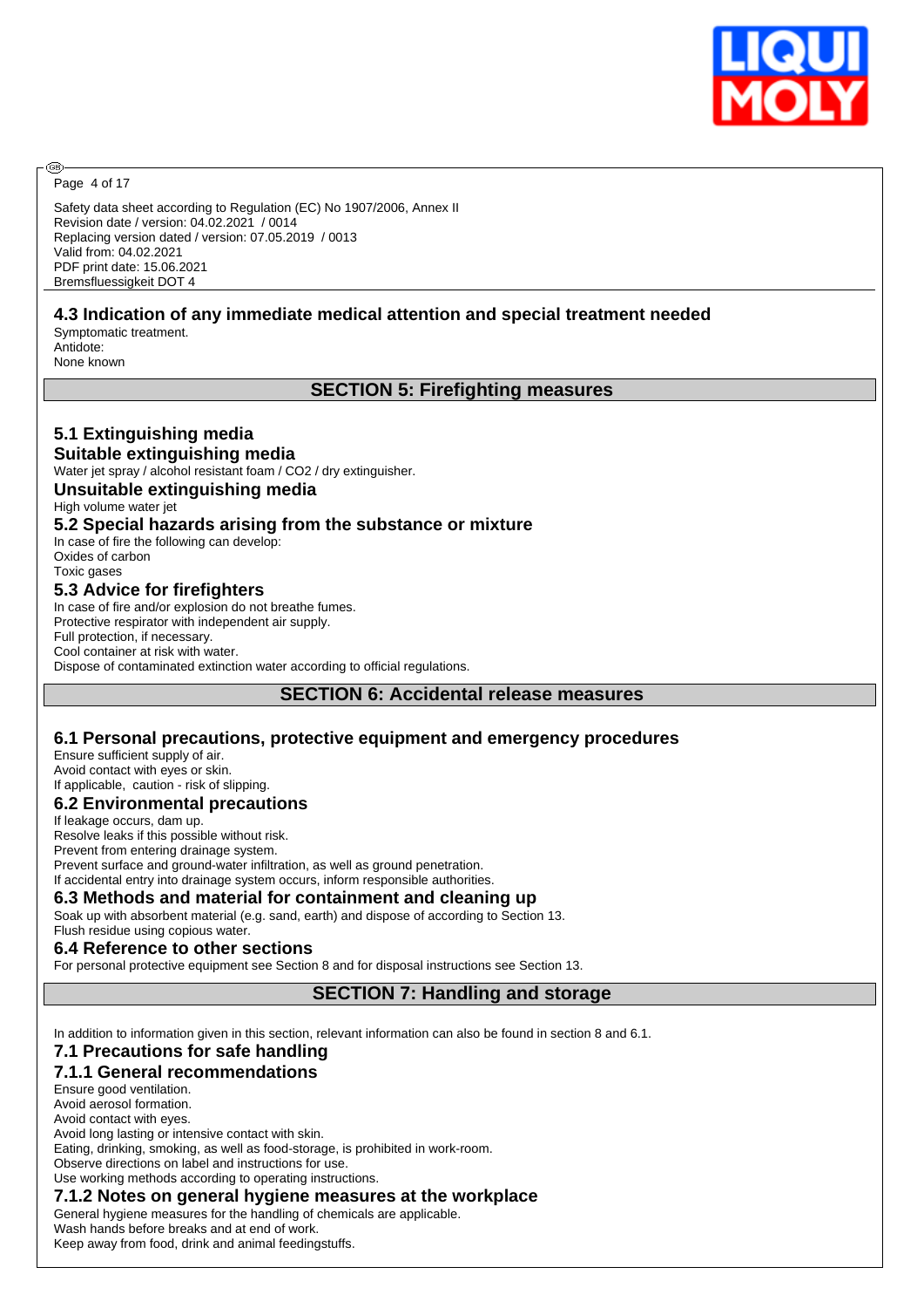### 4.3 Indication of any immediate medical attention and special treatment needed

Symptomatic treatment.
Antidote:
None known

## SECTION 5: Firefighting measures

### 5.1 Extinguishing media

#### Suitable extinguishing media

Water jet spray / alcohol resistant foam / CO2 / dry extinguisher.

#### Unsuitable extinguishing media

High volume water jet

### 5.2 Special hazards arising from the substance or mixture

In case of fire the following can develop:
Oxides of carbon
Toxic gases

### 5.3 Advice for firefighters

In case of fire and/or explosion do not breathe fumes.
Protective respirator with independent air supply.
Full protection, if necessary.
Cool container at risk with water.
Dispose of contaminated extinction water according to official regulations.

## SECTION 6: Accidental release measures

### 6.1 Personal precautions, protective equipment and emergency procedures

Ensure sufficient supply of air.
Avoid contact with eyes or skin.
If applicable, caution - risk of slipping.

### 6.2 Environmental precautions

If leakage occurs, dam up.
Resolve leaks if this possible without risk.
Prevent from entering drainage system.
Prevent surface and ground-water infiltration, as well as ground penetration.
If accidental entry into drainage system occurs, inform responsible authorities.

### 6.3 Methods and material for containment and cleaning up

Soak up with absorbent material (e.g. sand, earth) and dispose of according to Section 13.
Flush residue using copious water.

### 6.4 Reference to other sections

For personal protective equipment see Section 8 and for disposal instructions see Section 13.

## SECTION 7: Handling and storage

In addition to information given in this section, relevant information can also be found in section 8 and 6.1.

### 7.1 Precautions for safe handling

#### 7.1.1 General recommendations

Ensure good ventilation.
Avoid aerosol formation.
Avoid contact with eyes.
Avoid long lasting or intensive contact with skin.
Eating, drinking, smoking, as well as food-storage, is prohibited in work-room.
Observe directions on label and instructions for use.
Use working methods according to operating instructions.

#### 7.1.2 Notes on general hygiene measures at the workplace

General hygiene measures for the handling of chemicals are applicable.
Wash hands before breaks and at end of work.
Keep away from food, drink and animal feedingstuffs.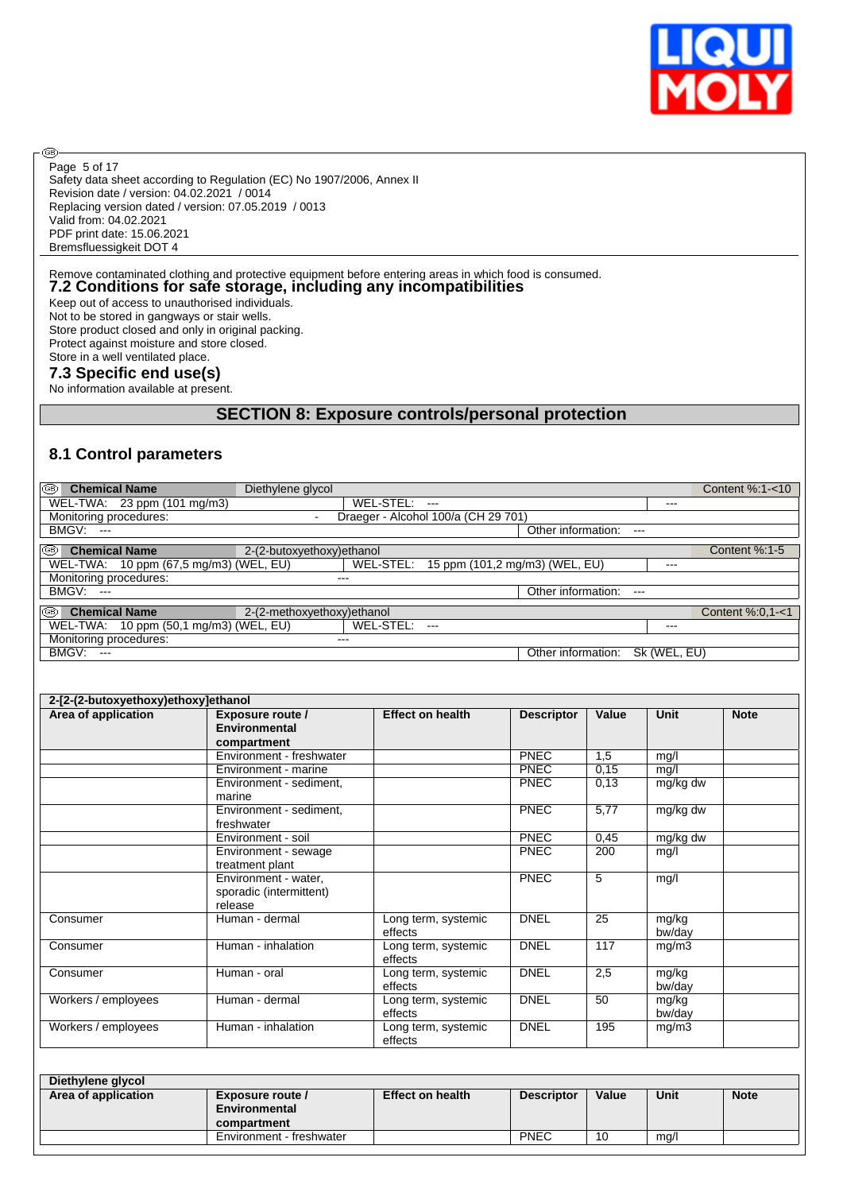Remove contaminated clothing and protective equipment before entering areas in which food is consumed.

### 7.2 Conditions for safe storage, including any incompatibilities

Keep out of access to unauthorised individuals.
Not to be stored in gangways or stair wells.
Store product closed and only in original packing.
Protect against moisture and store closed.
Store in a well ventilated place.

### 7.3 Specific end use(s)

No information available at present.

## SECTION 8: Exposure controls/personal protection

### 8.1 Control parameters

| Chemical Name | Diethylene glycol | | Content %:1-<10 |
|---|---|---|---|
| WEL-TWA: 23 ppm (101 mg/m3) | WEL-STEL: --- | --- | |
| Monitoring procedures: | - Draeger - Alcohol 100/a (CH 29 701) | | |
| BMGV: --- | | Other information: --- | |

| Chemical Name | 2-(2-butoxyethoxy)ethanol | | Content %:1-5 |
|---|---|---|---|
| WEL-TWA: 10 ppm (67,5 mg/m3) (WEL, EU) | WEL-STEL: 15 ppm (101,2 mg/m3) (WEL, EU) | --- | |
| Monitoring procedures: | --- | | |
| BMGV: --- | | Other information: --- | |

| Chemical Name | 2-(2-methoxyethoxy)ethanol | | Content %:0,1-<1 |
|---|---|---|---|
| WEL-TWA: 10 ppm (50,1 mg/m3) (WEL, EU) | WEL-STEL: --- | --- | |
| Monitoring procedures: | --- | | |
| BMGV: --- | | Other information: Sk (WEL, EU) | |

**2-[2-(2-butoxyethoxy)ethoxy]ethanol**

| Area of application | Exposure route / Environmental compartment | Effect on health | Descriptor | Value | Unit | Note |
|---|---|---|---|---|---|---|
| | Environment - freshwater | | PNEC | 1,5 | mg/l | |
| | Environment - marine | | PNEC | 0,15 | mg/l | |
| | Environment - sediment, marine | | PNEC | 0,13 | mg/kg dw | |
| | Environment - sediment, freshwater | | PNEC | 5,77 | mg/kg dw | |
| | Environment - soil | | PNEC | 0,45 | mg/kg dw | |
| | Environment - sewage treatment plant | | PNEC | 200 | mg/l | |
| | Environment - water, sporadic (intermittent) release | | PNEC | 5 | mg/l | |
| Consumer | Human - dermal | Long term, systemic effects | DNEL | 25 | mg/kg bw/day | |
| Consumer | Human - inhalation | Long term, systemic effects | DNEL | 117 | mg/m3 | |
| Consumer | Human - oral | Long term, systemic effects | DNEL | 2,5 | mg/kg bw/day | |
| Workers / employees | Human - dermal | Long term, systemic effects | DNEL | 50 | mg/kg bw/day | |
| Workers / employees | Human - inhalation | Long term, systemic effects | DNEL | 195 | mg/m3 | |

**Diethylene glycol**

| Area of application | Exposure route / Environmental compartment | Effect on health | Descriptor | Value | Unit | Note |
|---|---|---|---|---|---|---|
| | Environment - freshwater | | PNEC | 10 | mg/l | |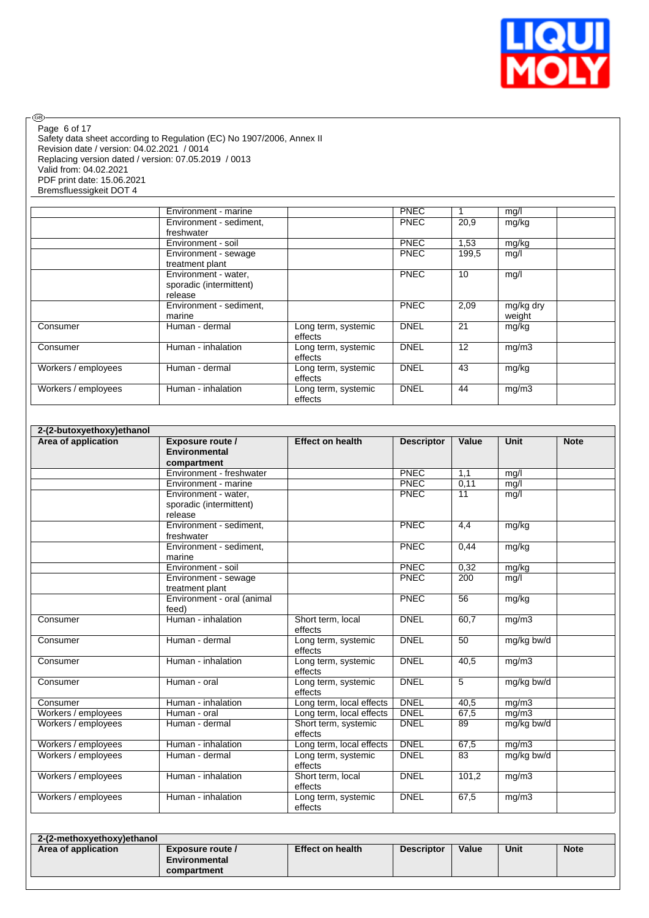Safety data sheet according to Regulation (EC) No 1907/2006, Annex II
Revision date / version: 04.02.2021 / 0014
Replacing version dated / version: 07.05.2019 / 0013
Valid from: 04.02.2021
PDF print date: 15.06.2021
Bremsfluessigkeit DOT 4

| | | | | | | |
|---|---|---|---|---|---|---|
| | Environment - marine | | PNEC | 1 | mg/l | |
| | Environment - sediment, freshwater | | PNEC | 20,9 | mg/kg | |
| | Environment - soil | | PNEC | 1,53 | mg/kg | |
| | Environment - sewage treatment plant | | PNEC | 199,5 | mg/l | |
| | Environment - water, sporadic (intermittent) release | | PNEC | 10 | mg/l | |
| | Environment - sediment, marine | | PNEC | 2,09 | mg/kg dry weight | |
| Consumer | Human - dermal | Long term, systemic effects | DNEL | 21 | mg/kg | |
| Consumer | Human - inhalation | Long term, systemic effects | DNEL | 12 | mg/m3 | |
| Workers / employees | Human - dermal | Long term, systemic effects | DNEL | 43 | mg/kg | |
| Workers / employees | Human - inhalation | Long term, systemic effects | DNEL | 44 | mg/m3 | |

**2-(2-butoxyethoxy)ethanol**

| Area of application | Exposure route / Environmental compartment | Effect on health | Descriptor | Value | Unit | Note |
|---|---|---|---|---|---|---|
| | Environment - freshwater | | PNEC | 1,1 | mg/l | |
| | Environment - marine | | PNEC | 0,11 | mg/l | |
| | Environment - water, sporadic (intermittent) release | | PNEC | 11 | mg/l | |
| | Environment - sediment, freshwater | | PNEC | 4,4 | mg/kg | |
| | Environment - sediment, marine | | PNEC | 0,44 | mg/kg | |
| | Environment - soil | | PNEC | 0,32 | mg/kg | |
| | Environment - sewage treatment plant | | PNEC | 200 | mg/l | |
| | Environment - oral (animal feed) | | PNEC | 56 | mg/kg | |
| Consumer | Human - inhalation | Short term, local effects | DNEL | 60,7 | mg/m3 | |
| Consumer | Human - dermal | Long term, systemic effects | DNEL | 50 | mg/kg bw/d | |
| Consumer | Human - inhalation | Long term, systemic effects | DNEL | 40,5 | mg/m3 | |
| Consumer | Human - oral | Long term, systemic effects | DNEL | 5 | mg/kg bw/d | |
| Consumer | Human - inhalation | Long term, local effects | DNEL | 40,5 | mg/m3 | |
| Workers / employees | Human - oral | Long term, local effects | DNEL | 67,5 | mg/m3 | |
| Workers / employees | Human - dermal | Short term, systemic effects | DNEL | 89 | mg/kg bw/d | |
| Workers / employees | Human - inhalation | Long term, local effects | DNEL | 67,5 | mg/m3 | |
| Workers / employees | Human - dermal | Long term, systemic effects | DNEL | 83 | mg/kg bw/d | |
| Workers / employees | Human - inhalation | Short term, local effects | DNEL | 101,2 | mg/m3 | |
| Workers / employees | Human - inhalation | Long term, systemic effects | DNEL | 67,5 | mg/m3 | |

**2-(2-methoxyethoxy)ethanol**

| Area of application | Exposure route / Environmental compartment | Effect on health | Descriptor | Value | Unit | Note |
|---|---|---|---|---|---|---|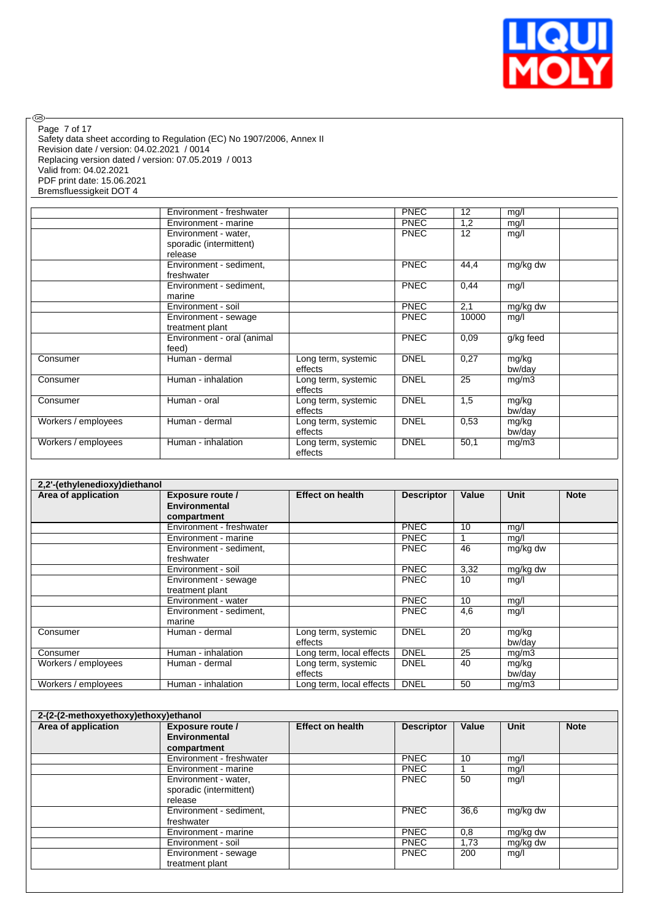| | | | | | | |
|---|---|---|---|---|---|---|
| | Environment - freshwater | | PNEC | 12 | mg/l | |
| | Environment - marine | | PNEC | 1,2 | mg/l | |
| | Environment - water, sporadic (intermittent) release | | PNEC | 12 | mg/l | |
| | Environment - sediment, freshwater | | PNEC | 44,4 | mg/kg dw | |
| | Environment - sediment, marine | | PNEC | 0,44 | mg/l | |
| | Environment - soil | | PNEC | 2,1 | mg/kg dw | |
| | Environment - sewage treatment plant | | PNEC | 10000 | mg/l | |
| | Environment - oral (animal feed) | | PNEC | 0,09 | g/kg feed | |
| Consumer | Human - dermal | Long term, systemic effects | DNEL | 0,27 | mg/kg bw/day | |
| Consumer | Human - inhalation | Long term, systemic effects | DNEL | 25 | mg/m3 | |
| Consumer | Human - oral | Long term, systemic effects | DNEL | 1,5 | mg/kg bw/day | |
| Workers / employees | Human - dermal | Long term, systemic effects | DNEL | 0,53 | mg/kg bw/day | |
| Workers / employees | Human - inhalation | Long term, systemic effects | DNEL | 50,1 | mg/m3 | |

**2,2'-(ethylenedioxy)diethanol**

| Area of application | Exposure route / Environmental compartment | Effect on health | Descriptor | Value | Unit | Note |
|---|---|---|---|---|---|---|
| | Environment - freshwater | | PNEC | 10 | mg/l | |
| | Environment - marine | | PNEC | 1 | mg/l | |
| | Environment - sediment, freshwater | | PNEC | 46 | mg/kg dw | |
| | Environment - soil | | PNEC | 3,32 | mg/kg dw | |
| | Environment - sewage treatment plant | | PNEC | 10 | mg/l | |
| | Environment - water | | PNEC | 10 | mg/l | |
| | Environment - sediment, marine | | PNEC | 4,6 | mg/l | |
| Consumer | Human - dermal | Long term, systemic effects | DNEL | 20 | mg/kg bw/day | |
| Consumer | Human - inhalation | Long term, local effects | DNEL | 25 | mg/m3 | |
| Workers / employees | Human - dermal | Long term, systemic effects | DNEL | 40 | mg/kg bw/day | |
| Workers / employees | Human - inhalation | Long term, local effects | DNEL | 50 | mg/m3 | |

**2-(2-(2-methoxyethoxy)ethoxy)ethanol**

| Area of application | Exposure route / Environmental compartment | Effect on health | Descriptor | Value | Unit | Note |
|---|---|---|---|---|---|---|
| | Environment - freshwater | | PNEC | 10 | mg/l | |
| | Environment - marine | | PNEC | 1 | mg/l | |
| | Environment - water, sporadic (intermittent) release | | PNEC | 50 | mg/l | |
| | Environment - sediment, freshwater | | PNEC | 36,6 | mg/kg dw | |
| | Environment - marine | | PNEC | 0,8 | mg/kg dw | |
| | Environment - soil | | PNEC | 1,73 | mg/kg dw | |
| | Environment - sewage treatment plant | | PNEC | 200 | mg/l | |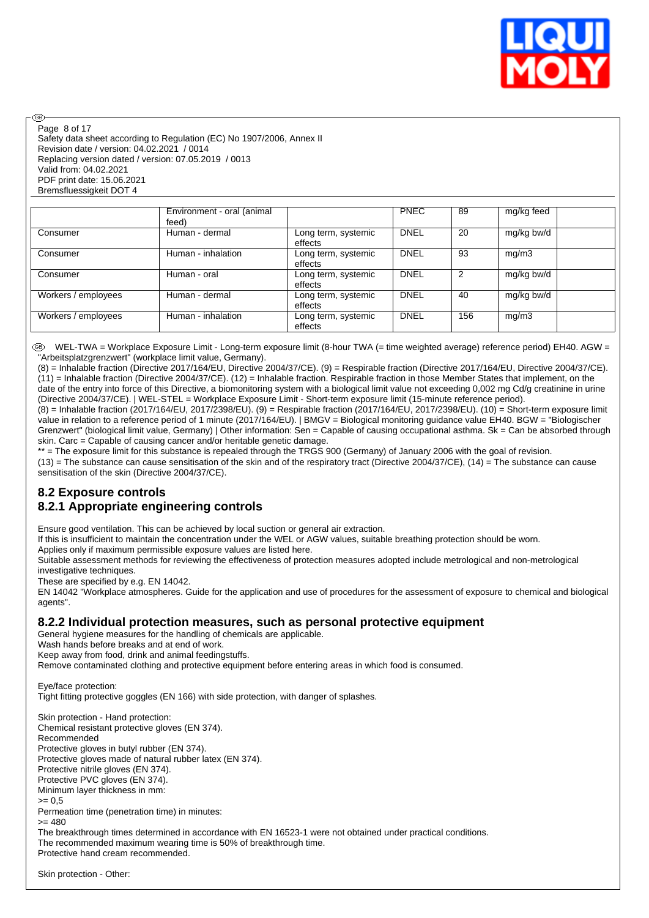| | Environment - oral (animal feed) | | PNEC | 89 | mg/kg feed | |
|---|---|---|---|---|---|---|
| Consumer | Human - dermal | Long term, systemic effects | DNEL | 20 | mg/kg bw/d | |
| Consumer | Human - inhalation | Long term, systemic effects | DNEL | 93 | mg/m3 | |
| Consumer | Human - oral | Long term, systemic effects | DNEL | 2 | mg/kg bw/d | |
| Workers / employees | Human - dermal | Long term, systemic effects | DNEL | 40 | mg/kg bw/d | |
| Workers / employees | Human - inhalation | Long term, systemic effects | DNEL | 156 | mg/m3 | |

WEL-TWA = Workplace Exposure Limit - Long-term exposure limit (8-hour TWA (= time weighted average) reference period) EH40. AGW = "Arbeitsplatzgrenzwert" (workplace limit value, Germany).
(8) = Inhalable fraction (Directive 2017/164/EU, Directive 2004/37/CE). (9) = Respirable fraction (Directive 2017/164/EU, Directive 2004/37/CE). (11) = Inhalable fraction (Directive 2004/37/CE). (12) = Inhalable fraction. Respirable fraction in those Member States that implement, on the date of the entry into force of this Directive, a biomonitoring system with a biological limit value not exceeding 0,002 mg Cd/g creatinine in urine (Directive 2004/37/CE). | WEL-STEL = Workplace Exposure Limit - Short-term exposure limit (15-minute reference period).
(8) = Inhalable fraction (2017/164/EU, 2017/2398/EU). (9) = Respirable fraction (2017/164/EU, 2017/2398/EU). (10) = Short-term exposure limit value in relation to a reference period of 1 minute (2017/164/EU). | BMGV = Biological monitoring guidance value EH40. BGW = "Biologischer Grenzwert" (biological limit value, Germany) | Other information: Sen = Capable of causing occupational asthma. Sk = Can be absorbed through skin. Carc = Capable of causing cancer and/or heritable genetic damage.
** = The exposure limit for this substance is repealed through the TRGS 900 (Germany) of January 2006 with the goal of revision.
(13) = The substance can cause sensitisation of the skin and of the respiratory tract (Directive 2004/37/CE), (14) = The substance can cause sensitisation of the skin (Directive 2004/37/CE).

## 8.2 Exposure controls

### 8.2.1 Appropriate engineering controls

Ensure good ventilation. This can be achieved by local suction or general air extraction.
If this is insufficient to maintain the concentration under the WEL or AGW values, suitable breathing protection should be worn.
Applies only if maximum permissible exposure values are listed here.
Suitable assessment methods for reviewing the effectiveness of protection measures adopted include metrological and non-metrological investigative techniques.
These are specified by e.g. EN 14042.
EN 14042 "Workplace atmospheres. Guide for the application and use of procedures for the assessment of exposure to chemical and biological agents".

### 8.2.2 Individual protection measures, such as personal protective equipment

General hygiene measures for the handling of chemicals are applicable.
Wash hands before breaks and at end of work.
Keep away from food, drink and animal feedingstuffs.
Remove contaminated clothing and protective equipment before entering areas in which food is consumed.

Eye/face protection:
Tight fitting protective goggles (EN 166) with side protection, with danger of splashes.

Skin protection - Hand protection:
Chemical resistant protective gloves (EN 374).
Recommended
Protective gloves in butyl rubber (EN 374).
Protective gloves made of natural rubber latex (EN 374).
Protective nitrile gloves (EN 374).
Protective PVC gloves (EN 374).
Minimum layer thickness in mm:
>= 0,5
Permeation time (penetration time) in minutes:
>= 480
The breakthrough times determined in accordance with EN 16523-1 were not obtained under practical conditions.
The recommended maximum wearing time is 50% of breakthrough time.
Protective hand cream recommended.

Skin protection - Other: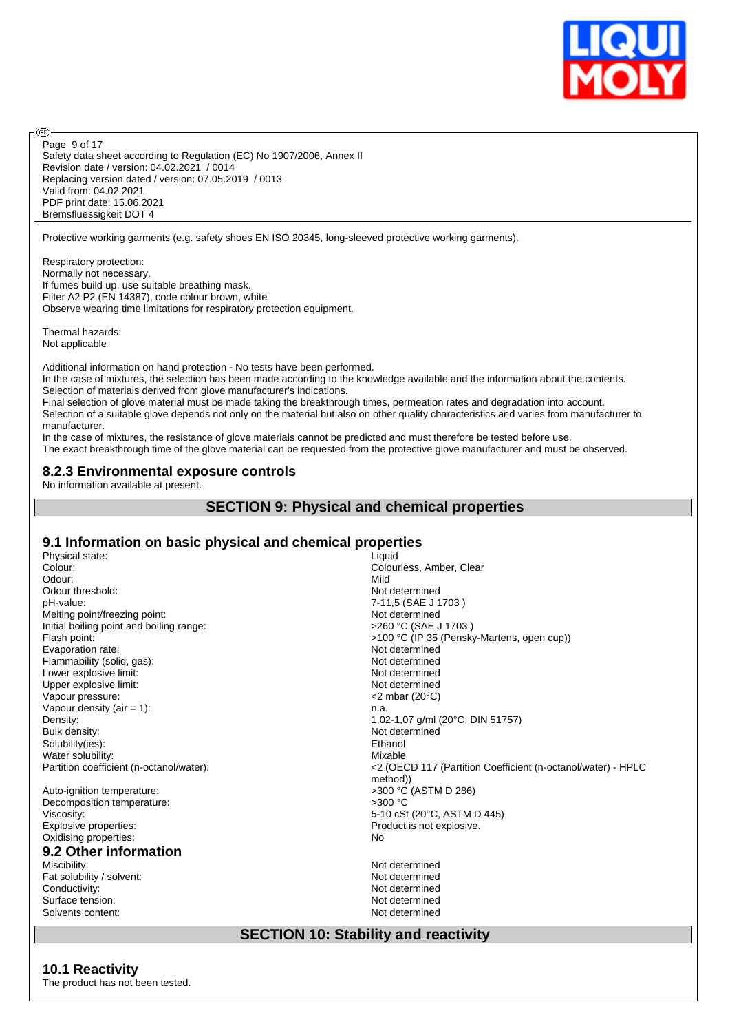Protective working garments (e.g. safety shoes EN ISO 20345, long-sleeved protective working garments).

Respiratory protection:
Normally not necessary.
If fumes build up, use suitable breathing mask.
Filter A2 P2 (EN 14387), code colour brown, white
Observe wearing time limitations for respiratory protection equipment.

Thermal hazards:
Not applicable

Additional information on hand protection - No tests have been performed.
In the case of mixtures, the selection has been made according to the knowledge available and the information about the contents.
Selection of materials derived from glove manufacturer's indications.
Final selection of glove material must be made taking the breakthrough times, permeation rates and degradation into account.
Selection of a suitable glove depends not only on the material but also on other quality characteristics and varies from manufacturer to manufacturer.
In the case of mixtures, the resistance of glove materials cannot be predicted and must therefore be tested before use.
The exact breakthrough time of the glove material can be requested from the protective glove manufacturer and must be observed.

### 8.2.3 Environmental exposure controls

No information available at present.

## SECTION 9: Physical and chemical properties

### 9.1 Information on basic physical and chemical properties

| Property | Value |
|---|---|
| Physical state: | Liquid |
| Colour: | Colourless, Amber, Clear |
| Odour: | Mild |
| Odour threshold: | Not determined |
| pH-value: | 7-11,5 (SAE J 1703 ) |
| Melting point/freezing point: | Not determined |
| Initial boiling point and boiling range: | >260 °C (SAE J 1703 ) |
| Flash point: | >100 °C (IP 35 (Pensky-Martens, open cup)) |
| Evaporation rate: | Not determined |
| Flammability (solid, gas): | Not determined |
| Lower explosive limit: | Not determined |
| Upper explosive limit: | Not determined |
| Vapour pressure: | <2 mbar (20°C) |
| Vapour density (air = 1): | n.a. |
| Density: | 1,02-1,07 g/ml (20°C, DIN 51757) |
| Bulk density: | Not determined |
| Solubility(ies): | Ethanol |
| Water solubility: | Mixable |
| Partition coefficient (n-octanol/water): | <2 (OECD 117 (Partition Coefficient (n-octanol/water) - HPLC method)) |
| Auto-ignition temperature: | >300 °C (ASTM D 286) |
| Decomposition temperature: | >300 °C |
| Viscosity: | 5-10 cSt (20°C, ASTM D 445) |
| Explosive properties: | Product is not explosive. |
| Oxidising properties: | No |

### 9.2 Other information

| Property | Value |
|---|---|
| Miscibility: | Not determined |
| Fat solubility / solvent: | Not determined |
| Conductivity: | Not determined |
| Surface tension: | Not determined |
| Solvents content: | Not determined |

## SECTION 10: Stability and reactivity

### 10.1 Reactivity

The product has not been tested.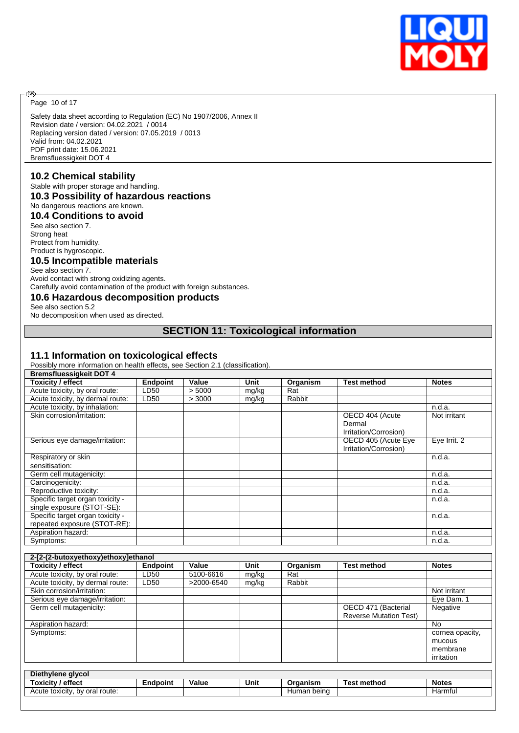Safety data sheet according to Regulation (EC) No 1907/2006, Annex II
Revision date / version: 04.02.2021 / 0014
Replacing version dated / version: 07.05.2019 / 0013
Valid from: 04.02.2021
PDF print date: 15.06.2021
Bremsfluessigkeit DOT 4

## 10.2 Chemical stability

Stable with proper storage and handling.

## 10.3 Possibility of hazardous reactions

No dangerous reactions are known.

## 10.4 Conditions to avoid

See also section 7.
Strong heat
Protect from humidity.
Product is hygroscopic.

## 10.5 Incompatible materials

See also section 7.
Avoid contact with strong oxidizing agents.
Carefully avoid contamination of the product with foreign substances.

## 10.6 Hazardous decomposition products

See also section 5.2
No decomposition when used as directed.

# SECTION 11: Toxicological information

## 11.1 Information on toxicological effects

Possibly more information on health effects, see Section 2.1 (classification).

| **Bremsfluessigkeit DOT 4** | | | | | | |
|---|---|---|---|---|---|---|
| **Toxicity / effect** | **Endpoint** | **Value** | **Unit** | **Organism** | **Test method** | **Notes** |
| Acute toxicity, by oral route: | LD50 | > 5000 | mg/kg | Rat | | |
| Acute toxicity, by dermal route: | LD50 | > 3000 | mg/kg | Rabbit | | |
| Acute toxicity, by inhalation: | | | | | | n.d.a. |
| Skin corrosion/irritation: | | | | | OECD 404 (Acute Dermal Irritation/Corrosion) | Not irritant |
| Serious eye damage/irritation: | | | | | OECD 405 (Acute Eye Irritation/Corrosion) | Eye Irrit. 2 |
| Respiratory or skin sensitisation: | | | | | | n.d.a. |
| Germ cell mutagenicity: | | | | | | n.d.a. |
| Carcinogenicity: | | | | | | n.d.a. |
| Reproductive toxicity: | | | | | | n.d.a. |
| Specific target organ toxicity - single exposure (STOT-SE): | | | | | | n.d.a. |
| Specific target organ toxicity - repeated exposure (STOT-RE): | | | | | | n.d.a. |
| Aspiration hazard: | | | | | | n.d.a. |
| Symptoms: | | | | | | n.d.a. |

| **2-[2-(2-butoxyethoxy)ethoxy]ethanol** | | | | | | |
|---|---|---|---|---|---|---|
| **Toxicity / effect** | **Endpoint** | **Value** | **Unit** | **Organism** | **Test method** | **Notes** |
| Acute toxicity, by oral route: | LD50 | 5100-6616 | mg/kg | Rat | | |
| Acute toxicity, by dermal route: | LD50 | >2000-6540 | mg/kg | Rabbit | | |
| Skin corrosion/irritation: | | | | | | Not irritant |
| Serious eye damage/irritation: | | | | | | Eye Dam. 1 |
| Germ cell mutagenicity: | | | | | OECD 471 (Bacterial Reverse Mutation Test) | Negative |
| Aspiration hazard: | | | | | | No |
| Symptoms: | | | | | | cornea opacity, mucous membrane irritation |

| **Diethylene glycol** | | | | | | |
|---|---|---|---|---|---|---|
| **Toxicity / effect** | **Endpoint** | **Value** | **Unit** | **Organism** | **Test method** | **Notes** |
| Acute toxicity, by oral route: | | | | Human being | | Harmful |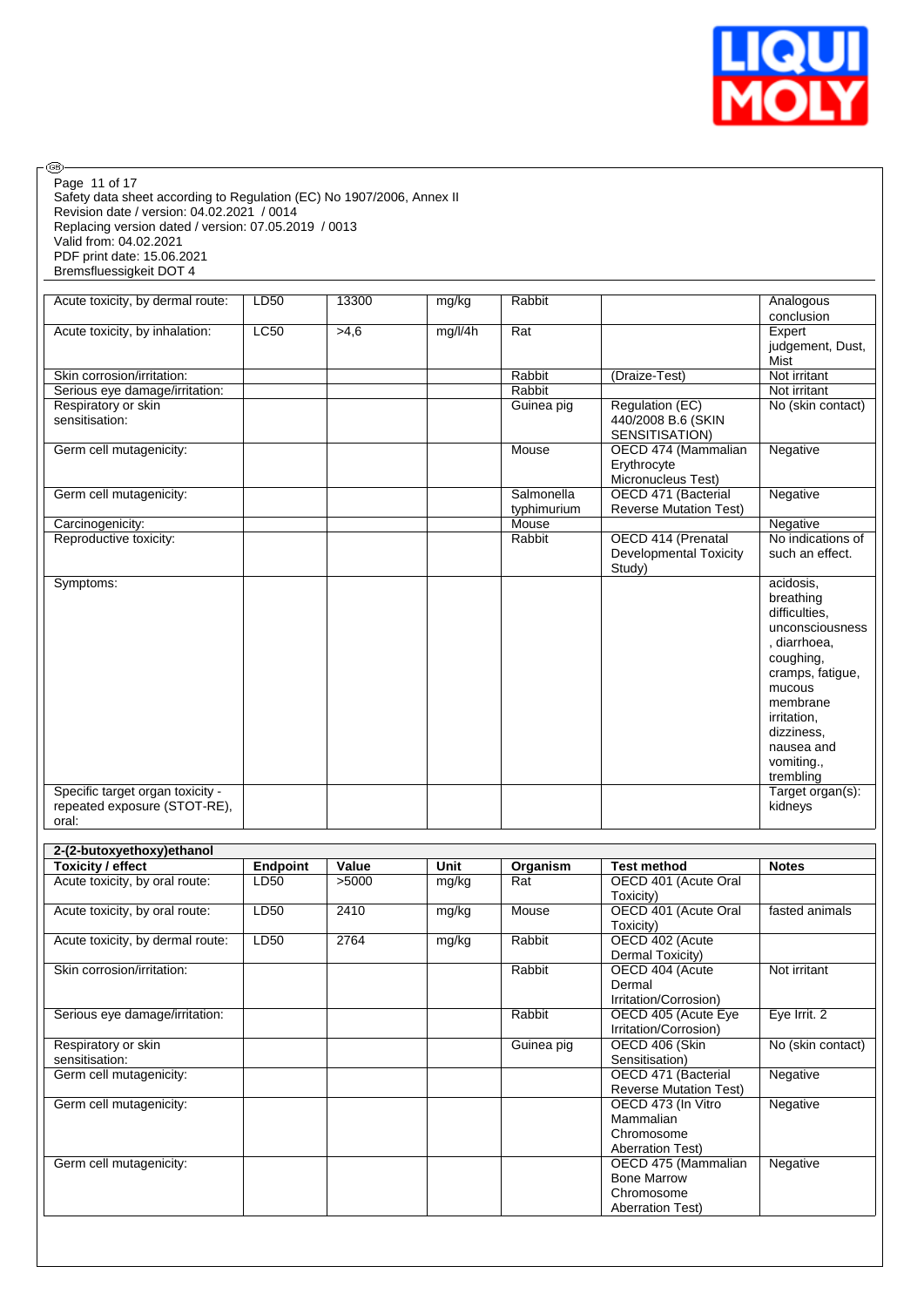Safety data sheet according to Regulation (EC) No 1907/2006, Annex II
Revision date / version: 04.02.2021 / 0014
Replacing version dated / version: 07.05.2019 / 0013
Valid from: 04.02.2021
PDF print date: 15.06.2021
Bremsfluessigkeit DOT 4

| | | | | | | |
|---|---|---|---|---|---|---|
| Acute toxicity, by dermal route: | LD50 | 13300 | mg/kg | Rabbit | | Analogous conclusion |
| Acute toxicity, by inhalation: | LC50 | >4,6 | mg/l/4h | Rat | | Expert judgement, Dust, Mist |
| Skin corrosion/irritation: | | | | Rabbit | (Draize-Test) | Not irritant |
| Serious eye damage/irritation: | | | | Rabbit | | Not irritant |
| Respiratory or skin sensitisation: | | | | Guinea pig | Regulation (EC) 440/2008 B.6 (SKIN SENSITISATION) | No (skin contact) |
| Germ cell mutagenicity: | | | | Mouse | OECD 474 (Mammalian Erythrocyte Micronucleus Test) | Negative |
| Germ cell mutagenicity: | | | | Salmonella typhimurium | OECD 471 (Bacterial Reverse Mutation Test) | Negative |
| Carcinogenicity: | | | | Mouse | | Negative |
| Reproductive toxicity: | | | | Rabbit | OECD 414 (Prenatal Developmental Toxicity Study) | No indications of such an effect. |
| Symptoms: | | | | | | acidosis, breathing difficulties, unconsciousness, diarrhoea, coughing, cramps, fatigue, mucous membrane irritation, dizziness, nausea and vomiting., trembling |
| Specific target organ toxicity - repeated exposure (STOT-RE), oral: | | | | | | Target organ(s): kidneys |

| 2-(2-butoxyethoxy)ethanol | | | | | | |
|---|---|---|---|---|---|---|
| **Toxicity / effect** | **Endpoint** | **Value** | **Unit** | **Organism** | **Test method** | **Notes** |
| Acute toxicity, by oral route: | LD50 | >5000 | mg/kg | Rat | OECD 401 (Acute Oral Toxicity) | |
| Acute toxicity, by oral route: | LD50 | 2410 | mg/kg | Mouse | OECD 401 (Acute Oral Toxicity) | fasted animals |
| Acute toxicity, by dermal route: | LD50 | 2764 | mg/kg | Rabbit | OECD 402 (Acute Dermal Toxicity) | |
| Skin corrosion/irritation: | | | | Rabbit | OECD 404 (Acute Dermal Irritation/Corrosion) | Not irritant |
| Serious eye damage/irritation: | | | | Rabbit | OECD 405 (Acute Eye Irritation/Corrosion) | Eye Irrit. 2 |
| Respiratory or skin sensitisation: | | | | Guinea pig | OECD 406 (Skin Sensitisation) | No (skin contact) |
| Germ cell mutagenicity: | | | | | OECD 471 (Bacterial Reverse Mutation Test) | Negative |
| Germ cell mutagenicity: | | | | | OECD 473 (In Vitro Mammalian Chromosome Aberration Test) | Negative |
| Germ cell mutagenicity: | | | | | OECD 475 (Mammalian Bone Marrow Chromosome Aberration Test) | Negative |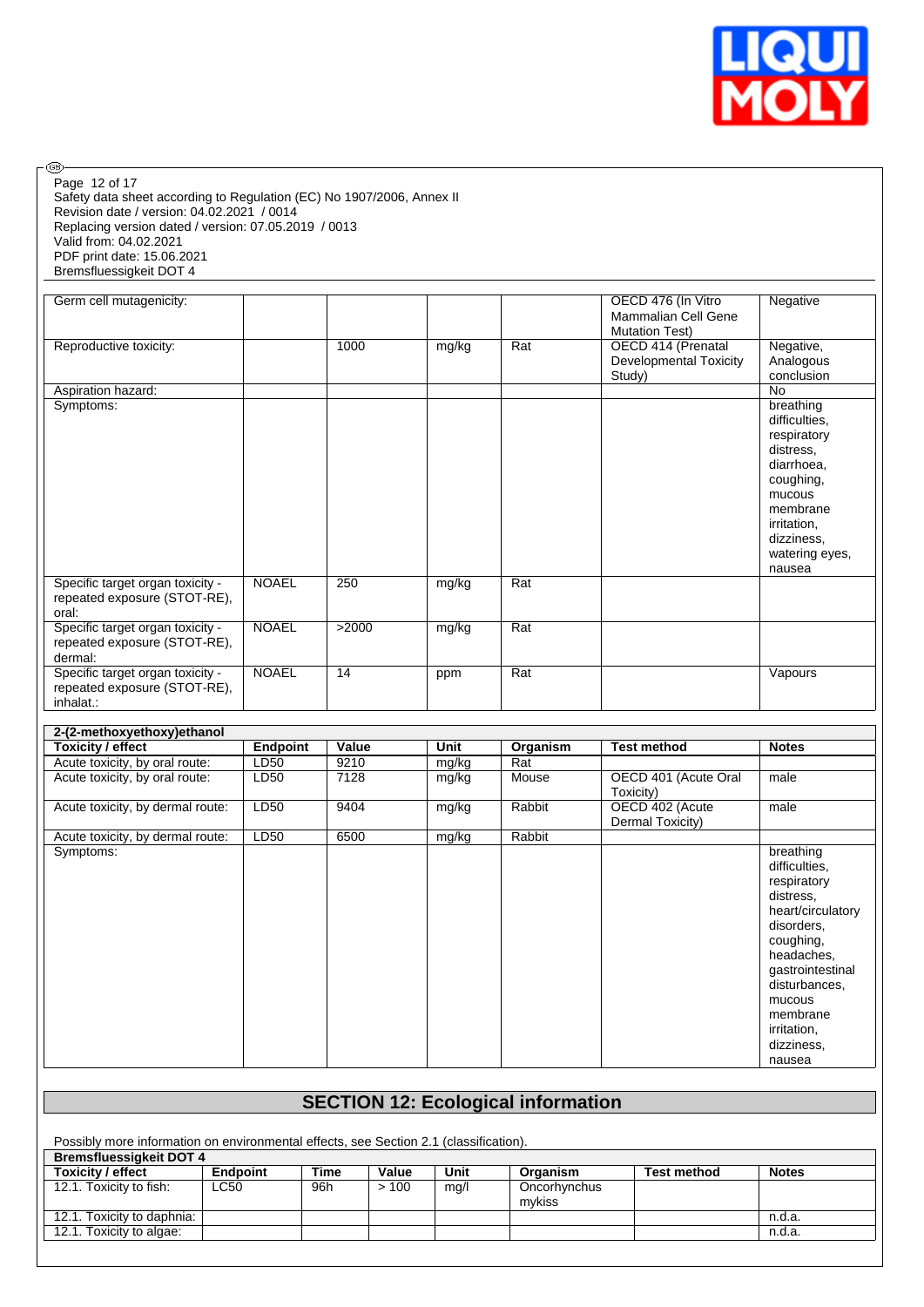| | | | | | | |
|---|---|---|---|---|---|---|
| Germ cell mutagenicity: | | | | | OECD 476 (In Vitro Mammalian Cell Gene Mutation Test) | Negative |
| Reproductive toxicity: | | 1000 | mg/kg | Rat | OECD 414 (Prenatal Developmental Toxicity Study) | Negative, Analogous conclusion |
| Aspiration hazard: | | | | | | No |
| Symptoms: | | | | | | breathing difficulties, respiratory distress, diarrhoea, coughing, mucous membrane irritation, dizziness, watering eyes, nausea |
| Specific target organ toxicity - repeated exposure (STOT-RE), oral: | NOAEL | 250 | mg/kg | Rat | | |
| Specific target organ toxicity - repeated exposure (STOT-RE), dermal: | NOAEL | >2000 | mg/kg | Rat | | |
| Specific target organ toxicity - repeated exposure (STOT-RE), inhalat.: | NOAEL | 14 | ppm | Rat | | Vapours |

**2-(2-methoxyethoxy)ethanol**

| Toxicity / effect | Endpoint | Value | Unit | Organism | Test method | Notes |
|---|---|---|---|---|---|---|
| Acute toxicity, by oral route: | LD50 | 9210 | mg/kg | Rat | | |
| Acute toxicity, by oral route: | LD50 | 7128 | mg/kg | Mouse | OECD 401 (Acute Oral Toxicity) | male |
| Acute toxicity, by dermal route: | LD50 | 9404 | mg/kg | Rabbit | OECD 402 (Acute Dermal Toxicity) | male |
| Acute toxicity, by dermal route: | LD50 | 6500 | mg/kg | Rabbit | | |
| Symptoms: | | | | | | breathing difficulties, respiratory distress, heart/circulatory disorders, coughing, headaches, gastrointestinal disturbances, mucous membrane irritation, dizziness, nausea |

## SECTION 12: Ecological information

Possibly more information on environmental effects, see Section 2.1 (classification).

**Bremsfluessigkeit DOT 4**

| Toxicity / effect | Endpoint | Time | Value | Unit | Organism | Test method | Notes |
|---|---|---|---|---|---|---|---|
| 12.1. Toxicity to fish: | LC50 | 96h | > 100 | mg/l | Oncorhynchus mykiss | | |
| 12.1. Toxicity to daphnia: | | | | | | | n.d.a. |
| 12.1. Toxicity to algae: | | | | | | | n.d.a. |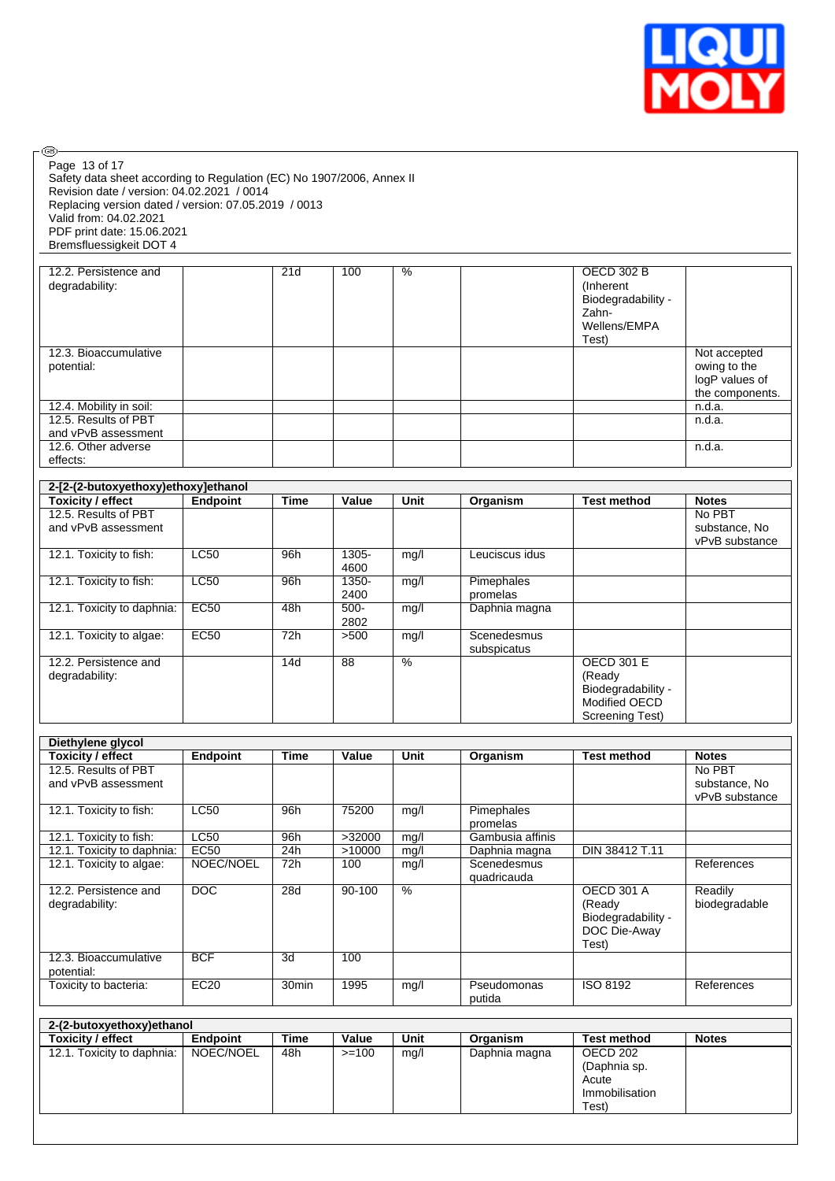| | | | | | | | |
|---|---|---|---|---|---|---|---|
| 12.2. Persistence and degradability: | | 21d | 100 | % | | OECD 302 B (Inherent Biodegradability - Zahn-Wellens/EMPA Test) | |
| 12.3. Bioaccumulative potential: | | | | | | | Not accepted owing to the logP values of the components. |
| 12.4. Mobility in soil: | | | | | | | n.d.a. |
| 12.5. Results of PBT and vPvB assessment | | | | | | | n.d.a. |
| 12.6. Other adverse effects: | | | | | | | n.d.a. |

**2-[2-(2-butoxyethoxy)ethoxy]ethanol**

| Toxicity / effect | Endpoint | Time | Value | Unit | Organism | Test method | Notes |
|---|---|---|---|---|---|---|---|
| 12.5. Results of PBT and vPvB assessment | | | | | | | No PBT substance, No vPvB substance |
| 12.1. Toxicity to fish: | LC50 | 96h | 1305-4600 | mg/l | Leuciscus idus | | |
| 12.1. Toxicity to fish: | LC50 | 96h | 1350-2400 | mg/l | Pimephales promelas | | |
| 12.1. Toxicity to daphnia: | EC50 | 48h | 500-2802 | mg/l | Daphnia magna | | |
| 12.1. Toxicity to algae: | EC50 | 72h | >500 | mg/l | Scenedesmus subspicatus | | |
| 12.2. Persistence and degradability: | | 14d | 88 | % | | OECD 301 E (Ready Biodegradability - Modified OECD Screening Test) | |

**Diethylene glycol**

| Toxicity / effect | Endpoint | Time | Value | Unit | Organism | Test method | Notes |
|---|---|---|---|---|---|---|---|
| 12.5. Results of PBT and vPvB assessment | | | | | | | No PBT substance, No vPvB substance |
| 12.1. Toxicity to fish: | LC50 | 96h | 75200 | mg/l | Pimephales promelas | | |
| 12.1. Toxicity to fish: | LC50 | 96h | >32000 | mg/l | Gambusia affinis | | |
| 12.1. Toxicity to daphnia: | EC50 | 24h | >10000 | mg/l | Daphnia magna | DIN 38412 T.11 | |
| 12.1. Toxicity to algae: | NOEC/NOEL | 72h | 100 | mg/l | Scenedesmus quadricauda | | References |
| 12.2. Persistence and degradability: | DOC | 28d | 90-100 | % | | OECD 301 A (Ready Biodegradability - DOC Die-Away Test) | Readily biodegradable |
| 12.3. Bioaccumulative potential: | BCF | 3d | 100 | | | | |
| Toxicity to bacteria: | EC20 | 30min | 1995 | mg/l | Pseudomonas putida | ISO 8192 | References |

**2-(2-butoxyethoxy)ethanol**

| Toxicity / effect | Endpoint | Time | Value | Unit | Organism | Test method | Notes |
|---|---|---|---|---|---|---|---|
| 12.1. Toxicity to daphnia: | NOEC/NOEL | 48h | >=100 | mg/l | Daphnia magna | OECD 202 (Daphnia sp. Acute Immobilisation Test) | |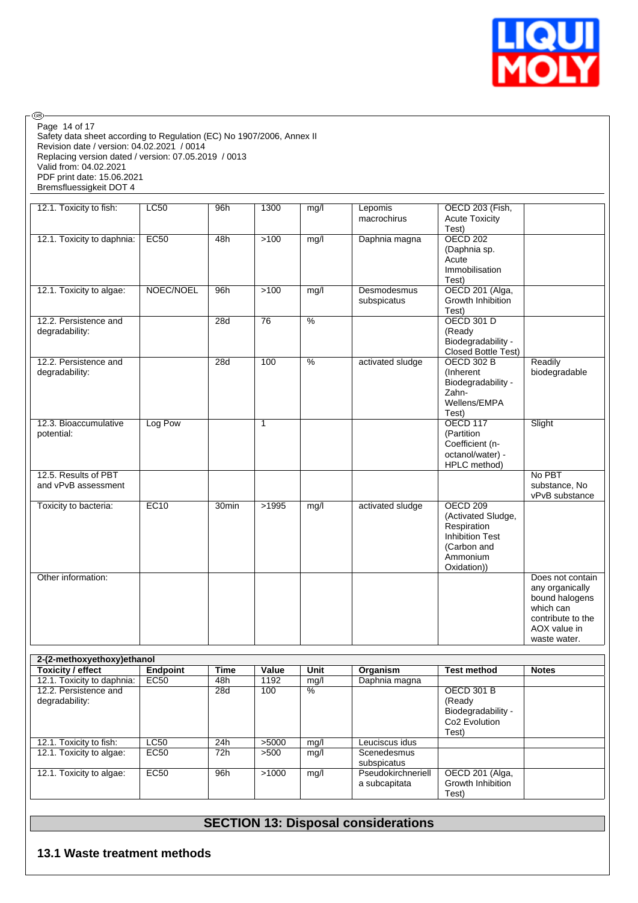| | | | | | | | |
|---|---|---|---|---|---|---|---|
| 12.1. Toxicity to fish: | LC50 | 96h | 1300 | mg/l | Lepomis macrochirus | OECD 203 (Fish, Acute Toxicity Test) | |
| 12.1. Toxicity to daphnia: | EC50 | 48h | >100 | mg/l | Daphnia magna | OECD 202 (Daphnia sp. Acute Immobilisation Test) | |
| 12.1. Toxicity to algae: | NOEC/NOEL | 96h | >100 | mg/l | Desmodesmus subspicatus | OECD 201 (Alga, Growth Inhibition Test) | |
| 12.2. Persistence and degradability: | | 28d | 76 | % | | OECD 301 D (Ready Biodegradability - Closed Bottle Test) | |
| 12.2. Persistence and degradability: | | 28d | 100 | % | activated sludge | OECD 302 B (Inherent Biodegradability - Zahn-Wellens/EMPA Test) | Readily biodegradable |
| 12.3. Bioaccumulative potential: | Log Pow | | 1 | | | OECD 117 (Partition Coefficient (n-octanol/water) - HPLC method) | Slight |
| 12.5. Results of PBT and vPvB assessment | | | | | | | No PBT substance, No vPvB substance |
| Toxicity to bacteria: | EC10 | 30min | >1995 | mg/l | activated sludge | OECD 209 (Activated Sludge, Respiration Inhibition Test (Carbon and Ammonium Oxidation)) | |
| Other information: | | | | | | | Does not contain any organically bound halogens which can contribute to the AOX value in waste water. |

| 2-(2-methoxyethoxy)ethanol | | | | | | | |
|---|---|---|---|---|---|---|---|
| **Toxicity / effect** | **Endpoint** | **Time** | **Value** | **Unit** | **Organism** | **Test method** | **Notes** |
| 12.1. Toxicity to daphnia: | EC50 | 48h | 1192 | mg/l | Daphnia magna | | |
| 12.2. Persistence and degradability: | | 28d | 100 | % | | OECD 301 B (Ready Biodegradability - Co2 Evolution Test) | |
| 12.1. Toxicity to fish: | LC50 | 24h | >5000 | mg/l | Leuciscus idus | | |
| 12.1. Toxicity to algae: | EC50 | 72h | >500 | mg/l | Scenedesmus subspicatus | | |
| 12.1. Toxicity to algae: | EC50 | 96h | >1000 | mg/l | Pseudokirchneriella subcapitata | OECD 201 (Alga, Growth Inhibition Test) | |

## SECTION 13: Disposal considerations

### 13.1 Waste treatment methods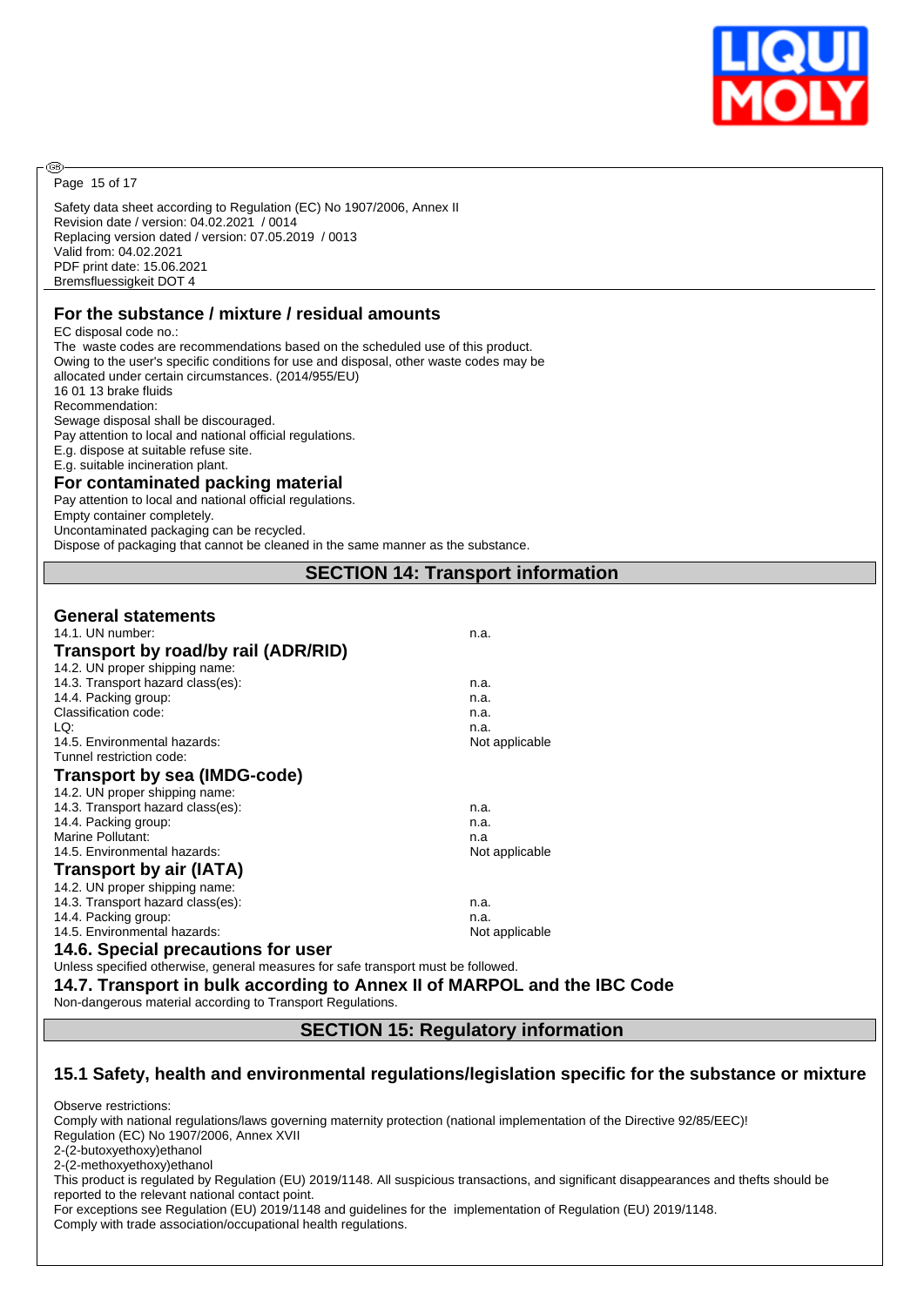Safety data sheet according to Regulation (EC) No 1907/2006, Annex II
Revision date / version: 04.02.2021 / 0014
Replacing version dated / version: 07.05.2019 / 0013
Valid from: 04.02.2021
PDF print date: 15.06.2021
Bremsfluessigkeit DOT 4

## For the substance / mixture / residual amounts

EC disposal code no.:
The waste codes are recommendations based on the scheduled use of this product.
Owing to the user's specific conditions for use and disposal, other waste codes may be allocated under certain circumstances. (2014/955/EU)
16 01 13 brake fluids
Recommendation:
Sewage disposal shall be discouraged.
Pay attention to local and national official regulations.
E.g. dispose at suitable refuse site.
E.g. suitable incineration plant.

## For contaminated packing material

Pay attention to local and national official regulations.
Empty container completely.
Uncontaminated packaging can be recycled.
Dispose of packaging that cannot be cleaned in the same manner as the substance.

# SECTION 14: Transport information

## General statements

| | |
|---|---|
| 14.1. UN number: | n.a. |

## Transport by road/by rail (ADR/RID)

| | |
|---|---|
| 14.2. UN proper shipping name: | |
| 14.3. Transport hazard class(es): | n.a. |
| 14.4. Packing group: | n.a. |
| Classification code: | n.a. |
| LQ: | n.a. |
| 14.5. Environmental hazards: | Not applicable |
| Tunnel restriction code: | |

## Transport by sea (IMDG-code)

| | |
|---|---|
| 14.2. UN proper shipping name: | |
| 14.3. Transport hazard class(es): | n.a. |
| 14.4. Packing group: | n.a. |
| Marine Pollutant: | n.a |
| 14.5. Environmental hazards: | Not applicable |

## Transport by air (IATA)

| | |
|---|---|
| 14.2. UN proper shipping name: | |
| 14.3. Transport hazard class(es): | n.a. |
| 14.4. Packing group: | n.a. |
| 14.5. Environmental hazards: | Not applicable |

## 14.6. Special precautions for user

Unless specified otherwise, general measures for safe transport must be followed.

## 14.7. Transport in bulk according to Annex II of MARPOL and the IBC Code

Non-dangerous material according to Transport Regulations.

# SECTION 15: Regulatory information

## 15.1 Safety, health and environmental regulations/legislation specific for the substance or mixture

Observe restrictions:
Comply with national regulations/laws governing maternity protection (national implementation of the Directive 92/85/EEC)!
Regulation (EC) No 1907/2006, Annex XVII
2-(2-butoxyethoxy)ethanol
2-(2-methoxyethoxy)ethanol
This product is regulated by Regulation (EU) 2019/1148. All suspicious transactions, and significant disappearances and thefts should be reported to the relevant national contact point.
For exceptions see Regulation (EU) 2019/1148 and guidelines for the implementation of Regulation (EU) 2019/1148.
Comply with trade association/occupational health regulations.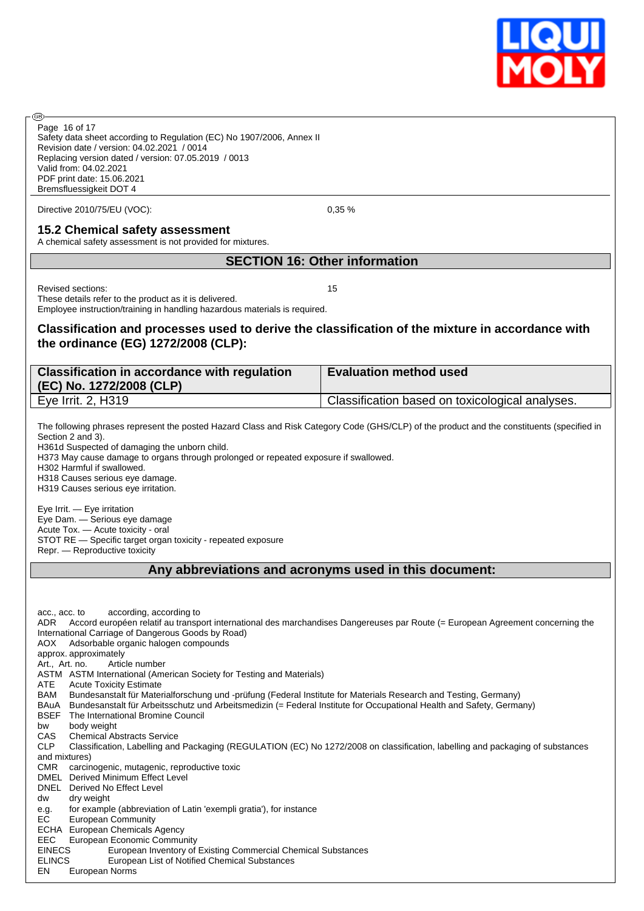Directive 2010/75/EU (VOC): 0,35 %

### 15.2 Chemical safety assessment

A chemical safety assessment is not provided for mixtures.

## SECTION 16: Other information

Revised sections: 15

These details refer to the product as it is delivered.

Employee instruction/training in handling hazardous materials is required.

### Classification and processes used to derive the classification of the mixture in accordance with the ordinance (EG) 1272/2008 (CLP):

| Classification in accordance with regulation (EC) No. 1272/2008 (CLP) | Evaluation method used |
|---|---|
| Eye Irrit. 2, H319 | Classification based on toxicological analyses. |

The following phrases represent the posted Hazard Class and Risk Category Code (GHS/CLP) of the product and the constituents (specified in Section 2 and 3).

H361d Suspected of damaging the unborn child.
H373 May cause damage to organs through prolonged or repeated exposure if swallowed.
H302 Harmful if swallowed.
H318 Causes serious eye damage.
H319 Causes serious eye irritation.

Eye Irrit. — Eye irritation
Eye Dam. — Serious eye damage
Acute Tox. — Acute toxicity - oral
STOT RE — Specific target organ toxicity - repeated exposure
Repr. — Reproductive toxicity

## Any abbreviations and acronyms used in this document:

acc., acc. to according, according to
ADR Accord européen relatif au transport international des marchandises Dangereuses par Route (= European Agreement concerning the International Carriage of Dangerous Goods by Road)
AOX Adsorbable organic halogen compounds
approx. approximately
Art., Art. no. Article number
ASTM ASTM International (American Society for Testing and Materials)
ATE Acute Toxicity Estimate
BAM Bundesanstalt für Materialforschung und -prüfung (Federal Institute for Materials Research and Testing, Germany)
BAuA Bundesanstalt für Arbeitsschutz und Arbeitsmedizin (= Federal Institute for Occupational Health and Safety, Germany)
BSEF The International Bromine Council
bw body weight
CAS Chemical Abstracts Service
CLP Classification, Labelling and Packaging (REGULATION (EC) No 1272/2008 on classification, labelling and packaging of substances and mixtures)
CMR carcinogenic, mutagenic, reproductive toxic
DMEL Derived Minimum Effect Level
DNEL Derived No Effect Level
dw dry weight
e.g. for example (abbreviation of Latin 'exempli gratia'), for instance
EC European Community
ECHA European Chemicals Agency
EEC European Economic Community
EINECS European Inventory of Existing Commercial Chemical Substances
ELINCS European List of Notified Chemical Substances
EN European Norms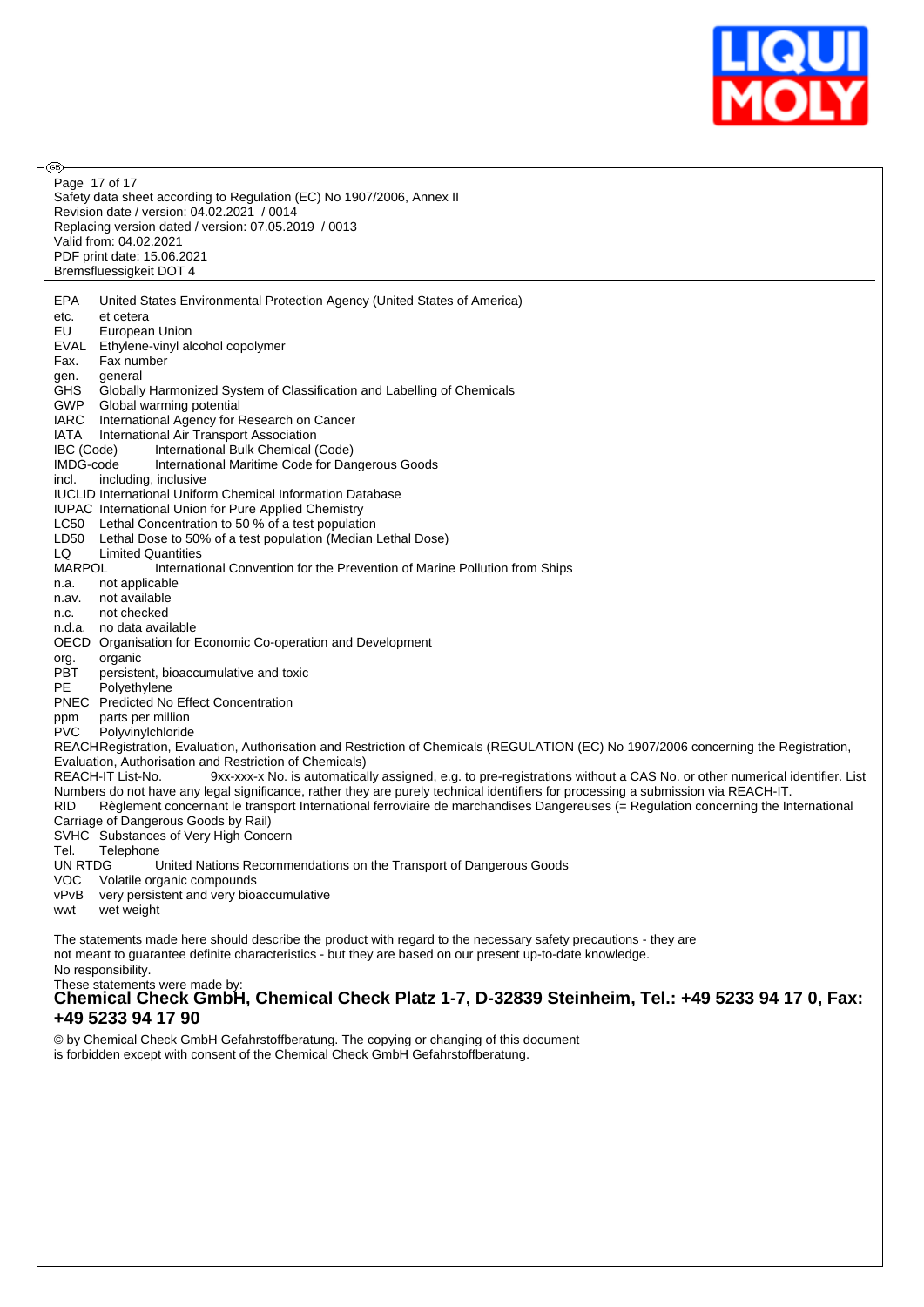Safety data sheet according to Regulation (EC) No 1907/2006, Annex II
Revision date / version: 04.02.2021 / 0014
Replacing version dated / version: 07.05.2019 / 0013
Valid from: 04.02.2021
PDF print date: 15.06.2021
Bremsfluessigkeit DOT 4

EPA United States Environmental Protection Agency (United States of America)
etc. et cetera
EU European Union
EVAL Ethylene-vinyl alcohol copolymer
Fax. Fax number
gen. general
GHS Globally Harmonized System of Classification and Labelling of Chemicals
GWP Global warming potential
IARC International Agency for Research on Cancer
IATA International Air Transport Association
IBC (Code) International Bulk Chemical (Code)
IMDG-code International Maritime Code for Dangerous Goods
incl. including, inclusive
IUCLID International Uniform Chemical Information Database
IUPAC International Union for Pure Applied Chemistry
LC50 Lethal Concentration to 50 % of a test population
LD50 Lethal Dose to 50% of a test population (Median Lethal Dose)
LQ Limited Quantities
MARPOL International Convention for the Prevention of Marine Pollution from Ships
n.a. not applicable
n.av. not available
n.c. not checked
n.d.a. no data available
OECD Organisation for Economic Co-operation and Development
org. organic
PBT persistent, bioaccumulative and toxic
PE Polyethylene
PNEC Predicted No Effect Concentration
ppm parts per million
PVC Polyvinylchloride
REACH Registration, Evaluation, Authorisation and Restriction of Chemicals (REGULATION (EC) No 1907/2006 concerning the Registration, Evaluation, Authorisation and Restriction of Chemicals)
REACH-IT List-No. 9xx-xxx-x No. is automatically assigned, e.g. to pre-registrations without a CAS No. or other numerical identifier. List Numbers do not have any legal significance, rather they are purely technical identifiers for processing a submission via REACH-IT.
RID Règlement concernant le transport International ferroviaire de marchandises Dangereuses (= Regulation concerning the International Carriage of Dangerous Goods by Rail)
SVHC Substances of Very High Concern
Tel. Telephone
UN RTDG United Nations Recommendations on the Transport of Dangerous Goods
VOC Volatile organic compounds
vPvB very persistent and very bioaccumulative
wwt wet weight

The statements made here should describe the product with regard to the necessary safety precautions - they are not meant to guarantee definite characteristics - but they are based on our present up-to-date knowledge.
No responsibility.
These statements were made by:

**Chemical Check GmbH, Chemical Check Platz 1-7, D-32839 Steinheim, Tel.: +49 5233 94 17 0, Fax: +49 5233 94 17 90**

© by Chemical Check GmbH Gefahrstoffberatung. The copying or changing of this document is forbidden except with consent of the Chemical Check GmbH Gefahrstoffberatung.